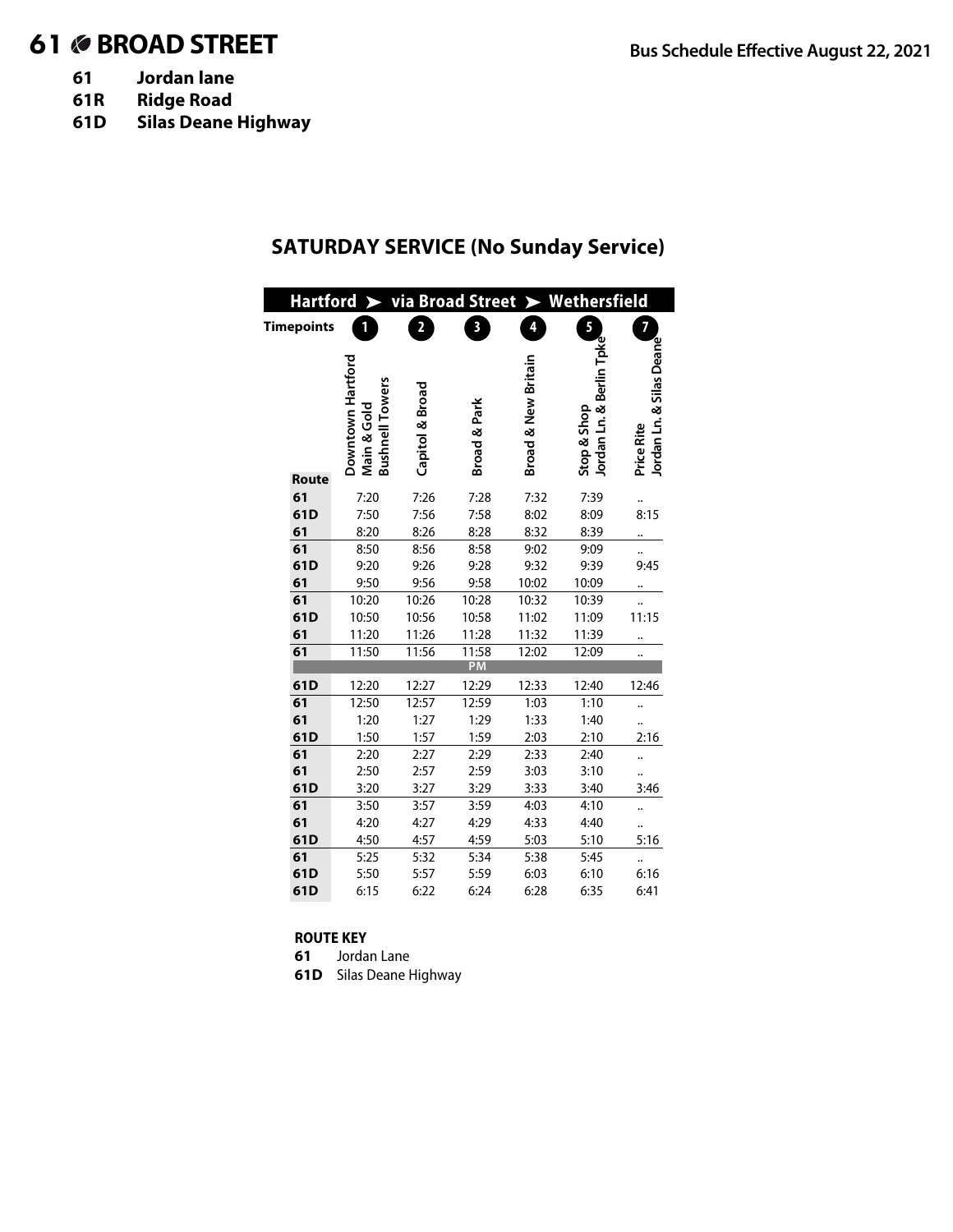# 61 BROAD STREET

**Bus Schedule Effective August 22, 2021**

**61 Jordan lane**
**61R Ridge Road**
**61D Silas Deane Highway**

## SATURDAY SERVICE (No Sunday Service)

**Hartford ➤ via Broad Street ➤ Wethersfield**

| Route | 1 Downtown Hartford Main & Gold Bushnell Towers | 2 Capitol & Broad | 3 Broad & Park | 4 Broad & New Britain | 5 Stop & Shop Jordan Ln. & Berlin Tpke | 7 Price Rite Jordan Ln. & Silas Deane |
|---|---|---|---|---|---|---|
| 61 | 7:20 | 7:26 | 7:28 | 7:32 | 7:39 | .. |
| 61D | 7:50 | 7:56 | 7:58 | 8:02 | 8:09 | 8:15 |
| 61 | 8:20 | 8:26 | 8:28 | 8:32 | 8:39 | .. |
| 61 | 8:50 | 8:56 | 8:58 | 9:02 | 9:09 | .. |
| 61D | 9:20 | 9:26 | 9:28 | 9:32 | 9:39 | 9:45 |
| 61 | 9:50 | 9:56 | 9:58 | 10:02 | 10:09 | .. |
| 61 | 10:20 | 10:26 | 10:28 | 10:32 | 10:39 | .. |
| 61D | 10:50 | 10:56 | 10:58 | 11:02 | 11:09 | 11:15 |
| 61 | 11:20 | 11:26 | 11:28 | 11:32 | 11:39 | .. |
| 61 | 11:50 | 11:56 | 11:58 | 12:02 | 12:09 | .. |
| | | | PM | | | |
| 61D | 12:20 | 12:27 | 12:29 | 12:33 | 12:40 | 12:46 |
| 61 | 12:50 | 12:57 | 12:59 | 1:03 | 1:10 | .. |
| 61 | 1:20 | 1:27 | 1:29 | 1:33 | 1:40 | .. |
| 61D | 1:50 | 1:57 | 1:59 | 2:03 | 2:10 | 2:16 |
| 61 | 2:20 | 2:27 | 2:29 | 2:33 | 2:40 | .. |
| 61 | 2:50 | 2:57 | 2:59 | 3:03 | 3:10 | .. |
| 61D | 3:20 | 3:27 | 3:29 | 3:33 | 3:40 | 3:46 |
| 61 | 3:50 | 3:57 | 3:59 | 4:03 | 4:10 | .. |
| 61 | 4:20 | 4:27 | 4:29 | 4:33 | 4:40 | .. |
| 61D | 4:50 | 4:57 | 4:59 | 5:03 | 5:10 | 5:16 |
| 61 | 5:25 | 5:32 | 5:34 | 5:38 | 5:45 | .. |
| 61D | 5:50 | 5:57 | 5:59 | 6:03 | 6:10 | 6:16 |
| 61D | 6:15 | 6:22 | 6:24 | 6:28 | 6:35 | 6:41 |

**ROUTE KEY**

**61** Jordan Lane
**61D** Silas Deane Highway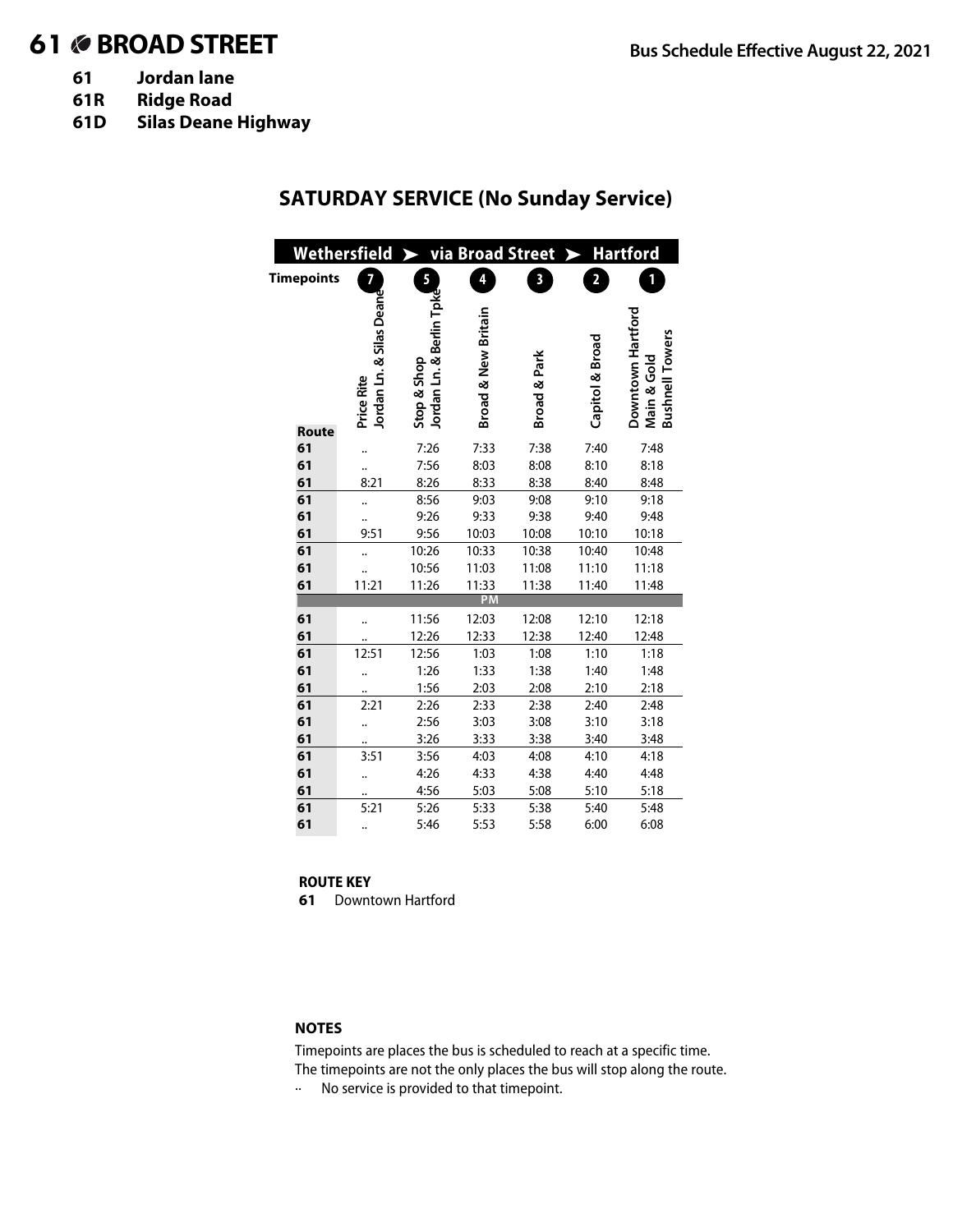# 61 BROAD STREET

**Bus Schedule Effective August 22, 2021**

**61** **Jordan lane**
**61R** **Ridge Road**
**61D** **Silas Deane Highway**

## SATURDAY SERVICE (No Sunday Service)

**Wethersfield ➤ via Broad Street ➤ Hartford**

| Timepoints | 7 | 5 | 4 | 3 | 2 | 1 |
|---|---|---|---|---|---|---|
| Route | Price Rite Jordan Ln. & Silas Deane | Stop & Shop Jordan Ln. & Berlin Tpke | Broad & New Britain | Broad & Park | Capitol & Broad | Downtown Hartford Main & Gold Bushnell Towers |
| 61 | .. | 7:26 | 7:33 | 7:38 | 7:40 | 7:48 |
| 61 | .. | 7:56 | 8:03 | 8:08 | 8:10 | 8:18 |
| 61 | 8:21 | 8:26 | 8:33 | 8:38 | 8:40 | 8:48 |
| 61 | .. | 8:56 | 9:03 | 9:08 | 9:10 | 9:18 |
| 61 | .. | 9:26 | 9:33 | 9:38 | 9:40 | 9:48 |
| 61 | 9:51 | 9:56 | 10:03 | 10:08 | 10:10 | 10:18 |
| 61 | .. | 10:26 | 10:33 | 10:38 | 10:40 | 10:48 |
| 61 | .. | 10:56 | 11:03 | 11:08 | 11:10 | 11:18 |
| 61 | 11:21 | 11:26 | 11:33 | 11:38 | 11:40 | 11:48 |
| | | | PM | | | |
| 61 | .. | 11:56 | 12:03 | 12:08 | 12:10 | 12:18 |
| 61 | .. | 12:26 | 12:33 | 12:38 | 12:40 | 12:48 |
| 61 | 12:51 | 12:56 | 1:03 | 1:08 | 1:10 | 1:18 |
| 61 | .. | 1:26 | 1:33 | 1:38 | 1:40 | 1:48 |
| 61 | .. | 1:56 | 2:03 | 2:08 | 2:10 | 2:18 |
| 61 | 2:21 | 2:26 | 2:33 | 2:38 | 2:40 | 2:48 |
| 61 | .. | 2:56 | 3:03 | 3:08 | 3:10 | 3:18 |
| 61 | .. | 3:26 | 3:33 | 3:38 | 3:40 | 3:48 |
| 61 | 3:51 | 3:56 | 4:03 | 4:08 | 4:10 | 4:18 |
| 61 | .. | 4:26 | 4:33 | 4:38 | 4:40 | 4:48 |
| 61 | .. | 4:56 | 5:03 | 5:08 | 5:10 | 5:18 |
| 61 | 5:21 | 5:26 | 5:33 | 5:38 | 5:40 | 5:48 |
| 61 | .. | 5:46 | 5:53 | 5:58 | 6:00 | 6:08 |

**ROUTE KEY**

**61** Downtown Hartford

**NOTES**

Timepoints are places the bus is scheduled to reach at a specific time.
The timepoints are not the only places the bus will stop along the route.

.. No service is provided to that timepoint.